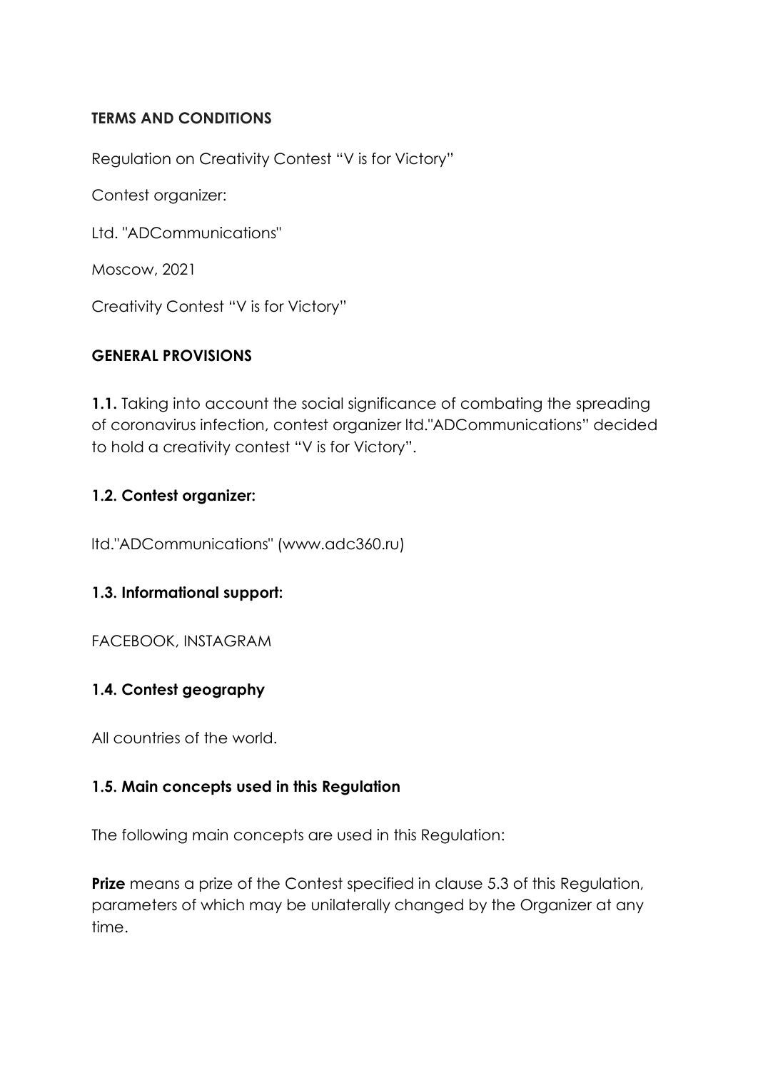**TERMS AND CONDITIONS**

Regulation on Creativity Contest “V is for Victory”

Contest organizer:

Ltd. "ADCommunications"

Moscow, 2021

Creativity Contest “V is for Victory”

**GENERAL PROVISIONS**

**1.1.** Taking into account the social significance of combating the spreading of coronavirus infection, contest organizer ltd."ADCommunications” decided to hold a creativity contest “V is for Victory”.

**1.2. Contest organizer:**

ltd."ADCommunications" (www.adc360.ru)

**1.3. Informational support:**

FACEBOOK, INSTAGRAM

**1.4. Contest geography**

All countries of the world.

**1.5. Main concepts used in this Regulation**

The following main concepts are used in this Regulation:

**Prize** means a prize of the Contest specified in clause 5.3 of this Regulation, parameters of which may be unilaterally changed by the Organizer at any time.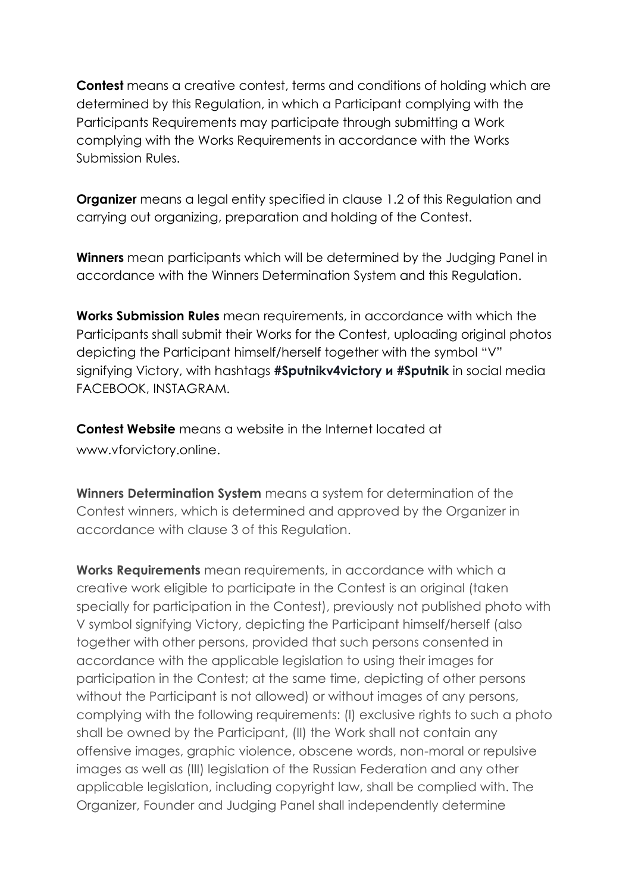**Contest** means a creative contest, terms and conditions of holding which are determined by this Regulation, in which a Participant complying with the Participants Requirements may participate through submitting a Work complying with the Works Requirements in accordance with the Works Submission Rules.

**Organizer** means a legal entity specified in clause 1.2 of this Regulation and carrying out organizing, preparation and holding of the Contest.

**Winners** mean participants which will be determined by the Judging Panel in accordance with the Winners Determination System and this Regulation.

**Works Submission Rules** mean requirements, in accordance with which the Participants shall submit their Works for the Contest, uploading original photos depicting the Participant himself/herself together with the symbol "V" signifying Victory, with hashtags **#Sputnikv4victory и #Sputnik** in social media FACEBOOK, INSTAGRAM.

**Contest Website** means a website in the Internet located at www.vforvictory.online.

**Winners Determination System** means a system for determination of the Contest winners, which is determined and approved by the Organizer in accordance with clause 3 of this Regulation.

**Works Requirements** mean requirements, in accordance with which a creative work eligible to participate in the Contest is an original (taken specially for participation in the Contest), previously not published photo with V symbol signifying Victory, depicting the Participant himself/herself (also together with other persons, provided that such persons consented in accordance with the applicable legislation to using their images for participation in the Contest; at the same time, depicting of other persons without the Participant is not allowed) or without images of any persons, complying with the following requirements: (I) exclusive rights to such a photo shall be owned by the Participant, (II) the Work shall not contain any offensive images, graphic violence, obscene words, non-moral or repulsive images as well as (III) legislation of the Russian Federation and any other applicable legislation, including copyright law, shall be complied with. The Organizer, Founder and Judging Panel shall independently determine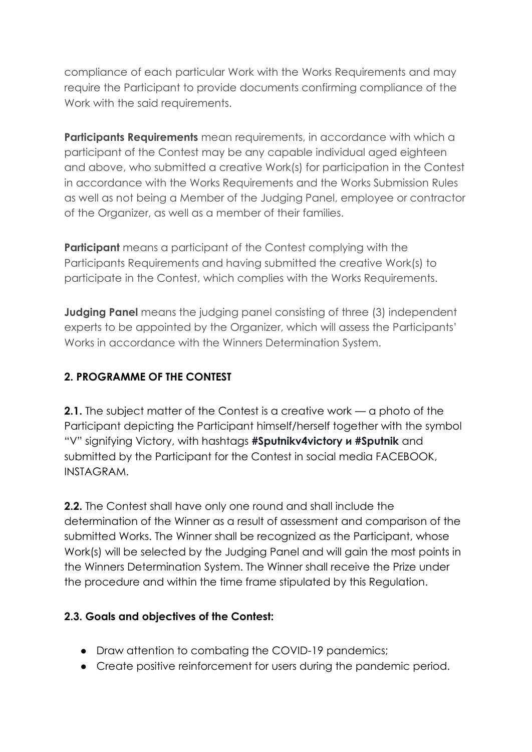compliance of each particular Work with the Works Requirements and may require the Participant to provide documents confirming compliance of the Work with the said requirements.

**Participants Requirements** mean requirements, in accordance with which a participant of the Contest may be any capable individual aged eighteen and above, who submitted a creative Work(s) for participation in the Contest in accordance with the Works Requirements and the Works Submission Rules as well as not being a Member of the Judging Panel, employee or contractor of the Organizer, as well as a member of their families.

**Participant** means a participant of the Contest complying with the Participants Requirements and having submitted the creative Work(s) to participate in the Contest, which complies with the Works Requirements.

**Judging Panel** means the judging panel consisting of three (3) independent experts to be appointed by the Organizer, which will assess the Participants' Works in accordance with the Winners Determination System.

## 2. PROGRAMME OF THE CONTEST

**2.1.** The subject matter of the Contest is a creative work — a photo of the Participant depicting the Participant himself/herself together with the symbol "V" signifying Victory, with hashtags **#Sputnikv4victory и #Sputnik** and submitted by the Participant for the Contest in social media FACEBOOK, INSTAGRAM.

**2.2.** The Contest shall have only one round and shall include the determination of the Winner as a result of assessment and comparison of the submitted Works. The Winner shall be recognized as the Participant, whose Work(s) will be selected by the Judging Panel and will gain the most points in the Winners Determination System. The Winner shall receive the Prize under the procedure and within the time frame stipulated by this Regulation.

### 2.3. Goals and objectives of the Contest:

- Draw attention to combating the COVID-19 pandemics;
- Create positive reinforcement for users during the pandemic period.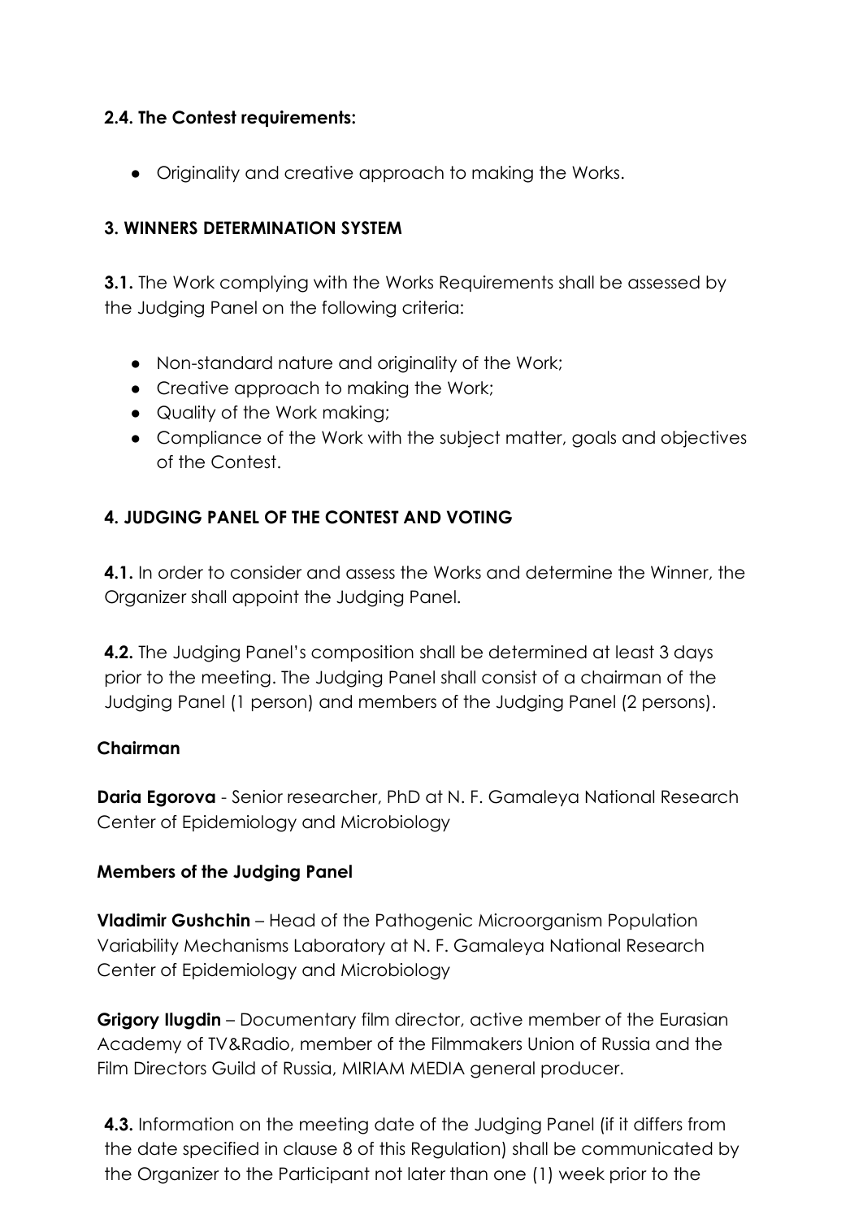**2.4. The Contest requirements:**

- Originality and creative approach to making the Works.

**3. WINNERS DETERMINATION SYSTEM**

**3.1.** The Work complying with the Works Requirements shall be assessed by the Judging Panel on the following criteria:

- Non-standard nature and originality of the Work;
- Creative approach to making the Work;
- Quality of the Work making;
- Compliance of the Work with the subject matter, goals and objectives of the Contest.

**4. JUDGING PANEL OF THE CONTEST AND VOTING**

**4.1.** In order to consider and assess the Works and determine the Winner, the Organizer shall appoint the Judging Panel.

**4.2.** The Judging Panel's composition shall be determined at least 3 days prior to the meeting. The Judging Panel shall consist of a chairman of the Judging Panel (1 person) and members of the Judging Panel (2 persons).

**Chairman**

**Daria Egorova** - Senior researcher, PhD at N. F. Gamaleya National Research Center of Epidemiology and Microbiology

**Members of the Judging Panel**

**Vladimir Gushchin** – Head of the Pathogenic Microorganism Population Variability Mechanisms Laboratory at N. F. Gamaleya National Research Center of Epidemiology and Microbiology

**Grigory Ilugdin** – Documentary film director, active member of the Eurasian Academy of TV&Radio, member of the Filmmakers Union of Russia and the Film Directors Guild of Russia, MIRIAM MEDIA general producer.

**4.3.** Information on the meeting date of the Judging Panel (if it differs from the date specified in clause 8 of this Regulation) shall be communicated by the Organizer to the Participant not later than one (1) week prior to the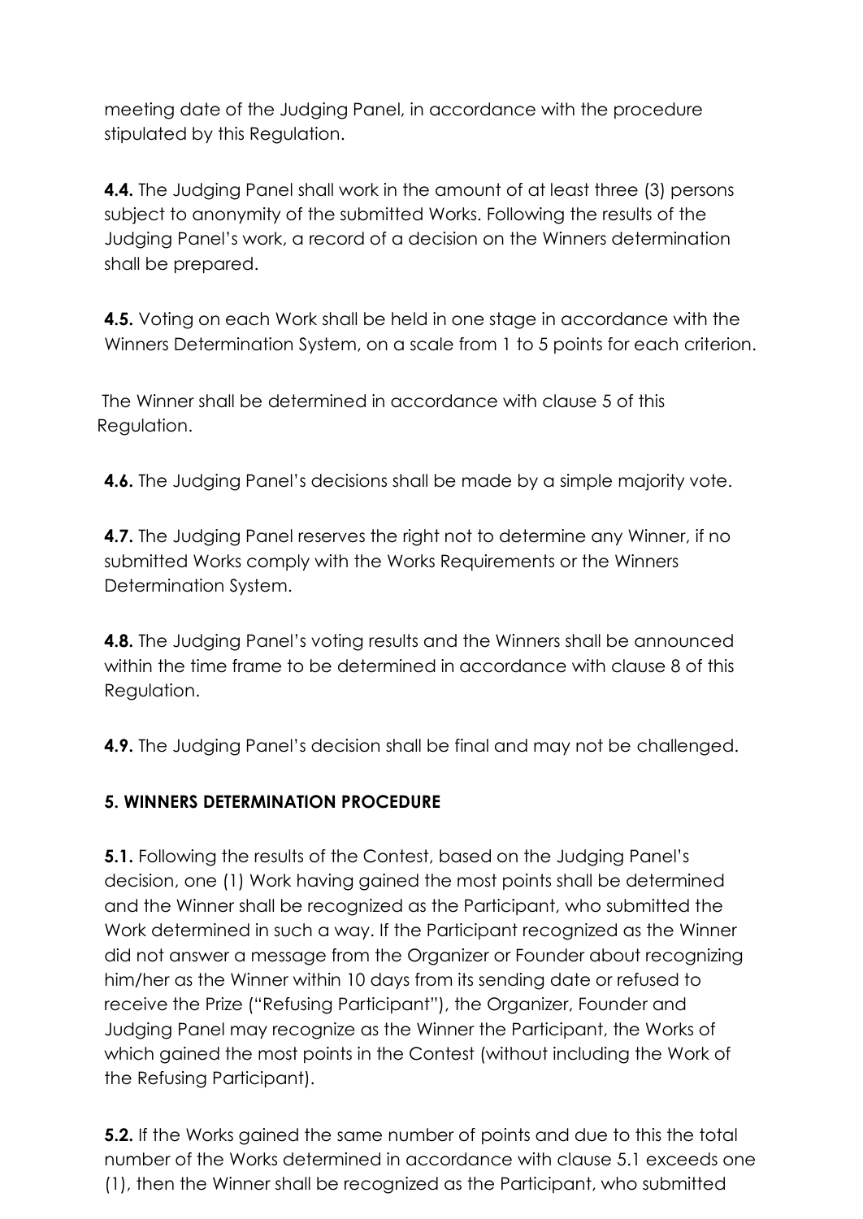meeting date of the Judging Panel, in accordance with the procedure stipulated by this Regulation.

**4.4.** The Judging Panel shall work in the amount of at least three (3) persons subject to anonymity of the submitted Works. Following the results of the Judging Panel's work, a record of a decision on the Winners determination shall be prepared.

**4.5.** Voting on each Work shall be held in one stage in accordance with the Winners Determination System, on a scale from 1 to 5 points for each criterion.

The Winner shall be determined in accordance with clause 5 of this Regulation.

**4.6.** The Judging Panel's decisions shall be made by a simple majority vote.

**4.7.** The Judging Panel reserves the right not to determine any Winner, if no submitted Works comply with the Works Requirements or the Winners Determination System.

**4.8.** The Judging Panel's voting results and the Winners shall be announced within the time frame to be determined in accordance with clause 8 of this Regulation.

**4.9.** The Judging Panel's decision shall be final and may not be challenged.

## 5. WINNERS DETERMINATION PROCEDURE

**5.1.** Following the results of the Contest, based on the Judging Panel's decision, one (1) Work having gained the most points shall be determined and the Winner shall be recognized as the Participant, who submitted the Work determined in such a way. If the Participant recognized as the Winner did not answer a message from the Organizer or Founder about recognizing him/her as the Winner within 10 days from its sending date or refused to receive the Prize ("Refusing Participant"), the Organizer, Founder and Judging Panel may recognize as the Winner the Participant, the Works of which gained the most points in the Contest (without including the Work of the Refusing Participant).

**5.2.** If the Works gained the same number of points and due to this the total number of the Works determined in accordance with clause 5.1 exceeds one (1), then the Winner shall be recognized as the Participant, who submitted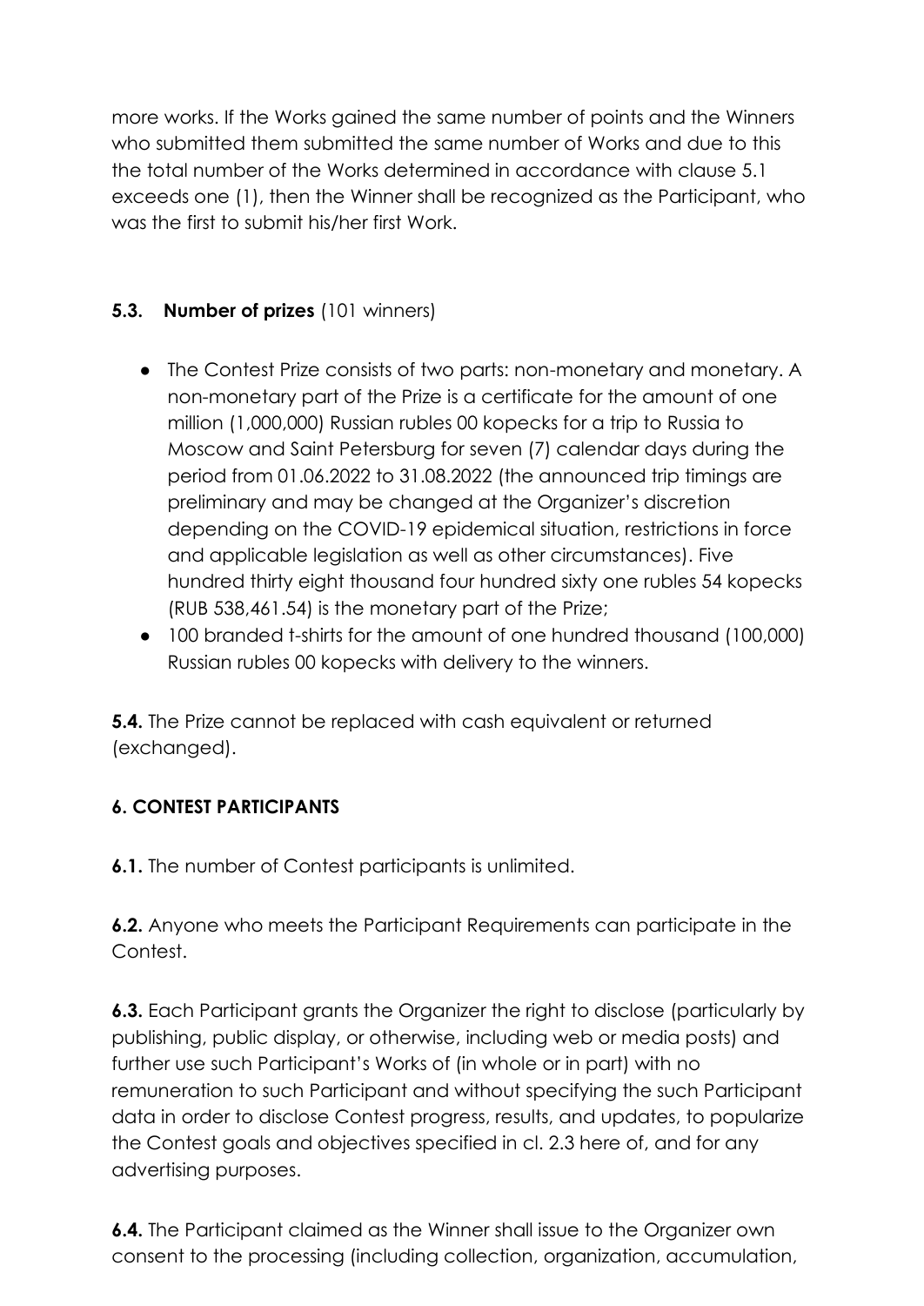more works. If the Works gained the same number of points and the Winners who submitted them submitted the same number of Works and due to this the total number of the Works determined in accordance with clause 5.1 exceeds one (1), then the Winner shall be recognized as the Participant, who was the first to submit his/her first Work.

**5.3. Number of prizes** (101 winners)

- The Contest Prize consists of two parts: non-monetary and monetary. A non-monetary part of the Prize is a certificate for the amount of one million (1,000,000) Russian rubles 00 kopecks for a trip to Russia to Moscow and Saint Petersburg for seven (7) calendar days during the period from 01.06.2022 to 31.08.2022 (the announced trip timings are preliminary and may be changed at the Organizer's discretion depending on the COVID-19 epidemical situation, restrictions in force and applicable legislation as well as other circumstances). Five hundred thirty eight thousand four hundred sixty one rubles 54 kopecks (RUB 538,461.54) is the monetary part of the Prize;
- 100 branded t-shirts for the amount of one hundred thousand (100,000) Russian rubles 00 kopecks with delivery to the winners.

**5.4.** The Prize cannot be replaced with cash equivalent or returned (exchanged).

**6. CONTEST PARTICIPANTS**

**6.1.** The number of Contest participants is unlimited.

**6.2.** Anyone who meets the Participant Requirements can participate in the Contest.

**6.3.** Each Participant grants the Organizer the right to disclose (particularly by publishing, public display, or otherwise, including web or media posts) and further use such Participant's Works of (in whole or in part) with no remuneration to such Participant and without specifying the such Participant data in order to disclose Contest progress, results, and updates, to popularize the Contest goals and objectives specified in cl. 2.3 here of, and for any advertising purposes.

**6.4.** The Participant claimed as the Winner shall issue to the Organizer own consent to the processing (including collection, organization, accumulation,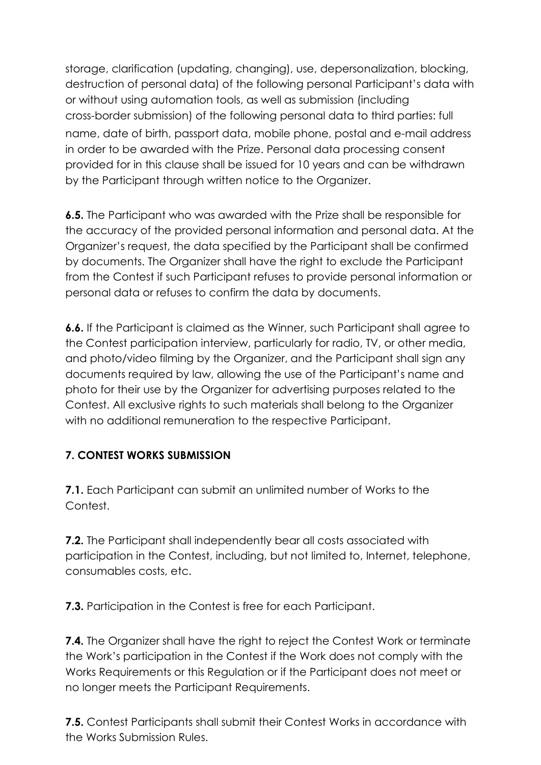storage, clarification (updating, changing), use, depersonalization, blocking, destruction of personal data) of the following personal Participant's data with or without using automation tools, as well as submission (including cross-border submission) of the following personal data to third parties: full name, date of birth, passport data, mobile phone, postal and e-mail address in order to be awarded with the Prize. Personal data processing consent provided for in this clause shall be issued for 10 years and can be withdrawn by the Participant through written notice to the Organizer.

**6.5.** The Participant who was awarded with the Prize shall be responsible for the accuracy of the provided personal information and personal data. At the Organizer's request, the data specified by the Participant shall be confirmed by documents. The Organizer shall have the right to exclude the Participant from the Contest if such Participant refuses to provide personal information or personal data or refuses to confirm the data by documents.

**6.6.** If the Participant is claimed as the Winner, such Participant shall agree to the Contest participation interview, particularly for radio, TV, or other media, and photo/video filming by the Organizer, and the Participant shall sign any documents required by law, allowing the use of the Participant's name and photo for their use by the Organizer for advertising purposes related to the Contest. All exclusive rights to such materials shall belong to the Organizer with no additional remuneration to the respective Participant.

## 7. CONTEST WORKS SUBMISSION

**7.1.** Each Participant can submit an unlimited number of Works to the Contest.

**7.2.** The Participant shall independently bear all costs associated with participation in the Contest, including, but not limited to, Internet, telephone, consumables costs, etc.

**7.3.** Participation in the Contest is free for each Participant.

**7.4.** The Organizer shall have the right to reject the Contest Work or terminate the Work's participation in the Contest if the Work does not comply with the Works Requirements or this Regulation or if the Participant does not meet or no longer meets the Participant Requirements.

**7.5.** Contest Participants shall submit their Contest Works in accordance with the Works Submission Rules.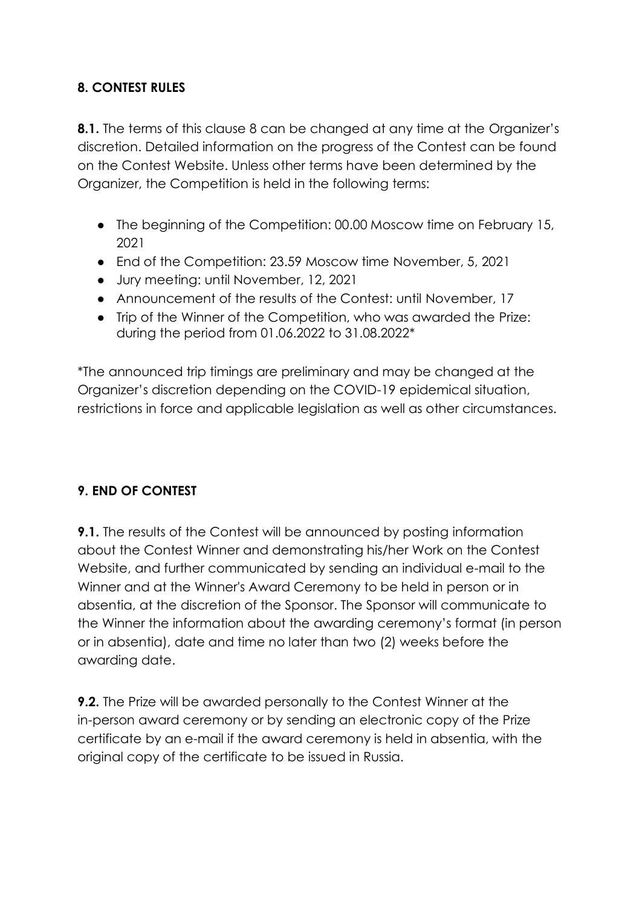### 8. CONTEST RULES

**8.1.** The terms of this clause 8 can be changed at any time at the Organizer's discretion. Detailed information on the progress of the Contest can be found on the Contest Website. Unless other terms have been determined by the Organizer, the Competition is held in the following terms:

- The beginning of the Competition: 00.00 Moscow time on February 15, 2021
- End of the Competition: 23.59 Moscow time November, 5, 2021
- Jury meeting: until November, 12, 2021
- Announcement of the results of the Contest: until November, 17
- Trip of the Winner of the Competition, who was awarded the Prize: during the period from 01.06.2022 to 31.08.2022*

*The announced trip timings are preliminary and may be changed at the Organizer's discretion depending on the COVID-19 epidemical situation, restrictions in force and applicable legislation as well as other circumstances.

### 9. END OF CONTEST

**9.1.** The results of the Contest will be announced by posting information about the Contest Winner and demonstrating his/her Work on the Contest Website, and further communicated by sending an individual e-mail to the Winner and at the Winner's Award Ceremony to be held in person or in absentia, at the discretion of the Sponsor. The Sponsor will communicate to the Winner the information about the awarding ceremony's format (in person or in absentia), date and time no later than two (2) weeks before the awarding date.

**9.2.** The Prize will be awarded personally to the Contest Winner at the in-person award ceremony or by sending an electronic copy of the Prize certificate by an e-mail if the award ceremony is held in absentia, with the original copy of the certificate to be issued in Russia.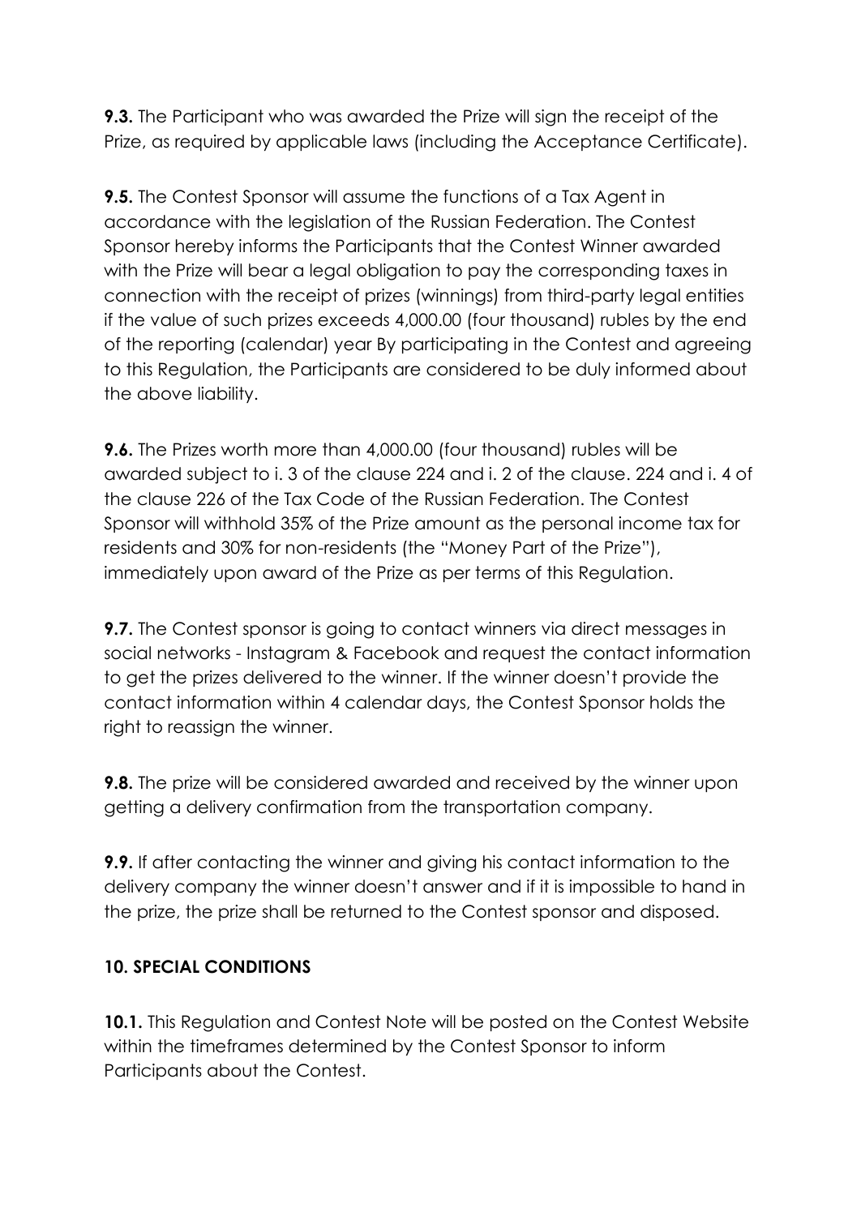**9.3.** The Participant who was awarded the Prize will sign the receipt of the Prize, as required by applicable laws (including the Acceptance Certificate).

**9.5.** The Contest Sponsor will assume the functions of a Tax Agent in accordance with the legislation of the Russian Federation. The Contest Sponsor hereby informs the Participants that the Contest Winner awarded with the Prize will bear a legal obligation to pay the corresponding taxes in connection with the receipt of prizes (winnings) from third-party legal entities if the value of such prizes exceeds 4,000.00 (four thousand) rubles by the end of the reporting (calendar) year By participating in the Contest and agreeing to this Regulation, the Participants are considered to be duly informed about the above liability.

**9.6.** The Prizes worth more than 4,000.00 (four thousand) rubles will be awarded subject to i. 3 of the clause 224 and i. 2 of the clause. 224 and i. 4 of the clause 226 of the Tax Code of the Russian Federation. The Contest Sponsor will withhold 35% of the Prize amount as the personal income tax for residents and 30% for non-residents (the "Money Part of the Prize"), immediately upon award of the Prize as per terms of this Regulation.

**9.7.** The Contest sponsor is going to contact winners via direct messages in social networks - Instagram & Facebook and request the contact information to get the prizes delivered to the winner. If the winner doesn't provide the contact information within 4 calendar days, the Contest Sponsor holds the right to reassign the winner.

**9.8.** The prize will be considered awarded and received by the winner upon getting a delivery confirmation from the transportation company.

**9.9.** If after contacting the winner and giving his contact information to the delivery company the winner doesn't answer and if it is impossible to hand in the prize, the prize shall be returned to the Contest sponsor and disposed.

## 10. SPECIAL CONDITIONS

**10.1.** This Regulation and Contest Note will be posted on the Contest Website within the timeframes determined by the Contest Sponsor to inform Participants about the Contest.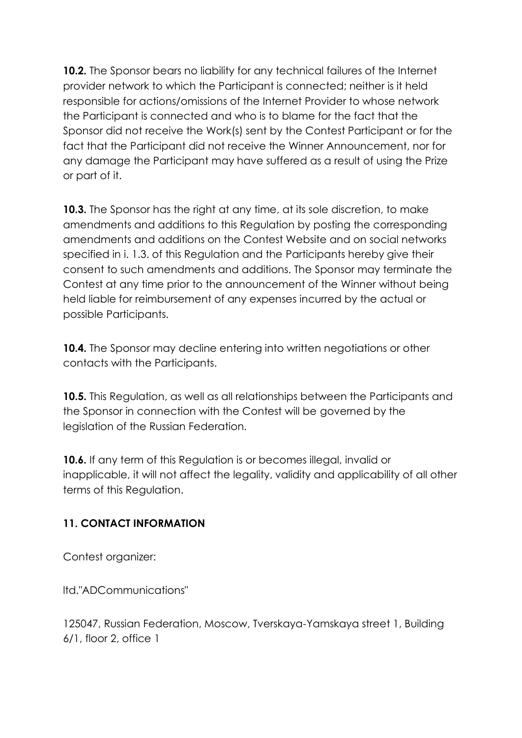**10.2.** The Sponsor bears no liability for any technical failures of the Internet provider network to which the Participant is connected; neither is it held responsible for actions/omissions of the Internet Provider to whose network the Participant is connected and who is to blame for the fact that the Sponsor did not receive the Work(s) sent by the Contest Participant or for the fact that the Participant did not receive the Winner Announcement, nor for any damage the Participant may have suffered as a result of using the Prize or part of it.

**10.3.** The Sponsor has the right at any time, at its sole discretion, to make amendments and additions to this Regulation by posting the corresponding amendments and additions on the Contest Website and on social networks specified in i. 1.3. of this Regulation and the Participants hereby give their consent to such amendments and additions. The Sponsor may terminate the Contest at any time prior to the announcement of the Winner without being held liable for reimbursement of any expenses incurred by the actual or possible Participants.

**10.4.** The Sponsor may decline entering into written negotiations or other contacts with the Participants.

**10.5.** This Regulation, as well as all relationships between the Participants and the Sponsor in connection with the Contest will be governed by the legislation of the Russian Federation.

**10.6.** If any term of this Regulation is or becomes illegal, invalid or inapplicable, it will not affect the legality, validity and applicability of all other terms of this Regulation.

## 11. CONTACT INFORMATION

Contest organizer:

ltd."ADCommunications"

125047, Russian Federation, Moscow, Tverskaya-Yamskaya street 1, Building 6/1, floor 2, office 1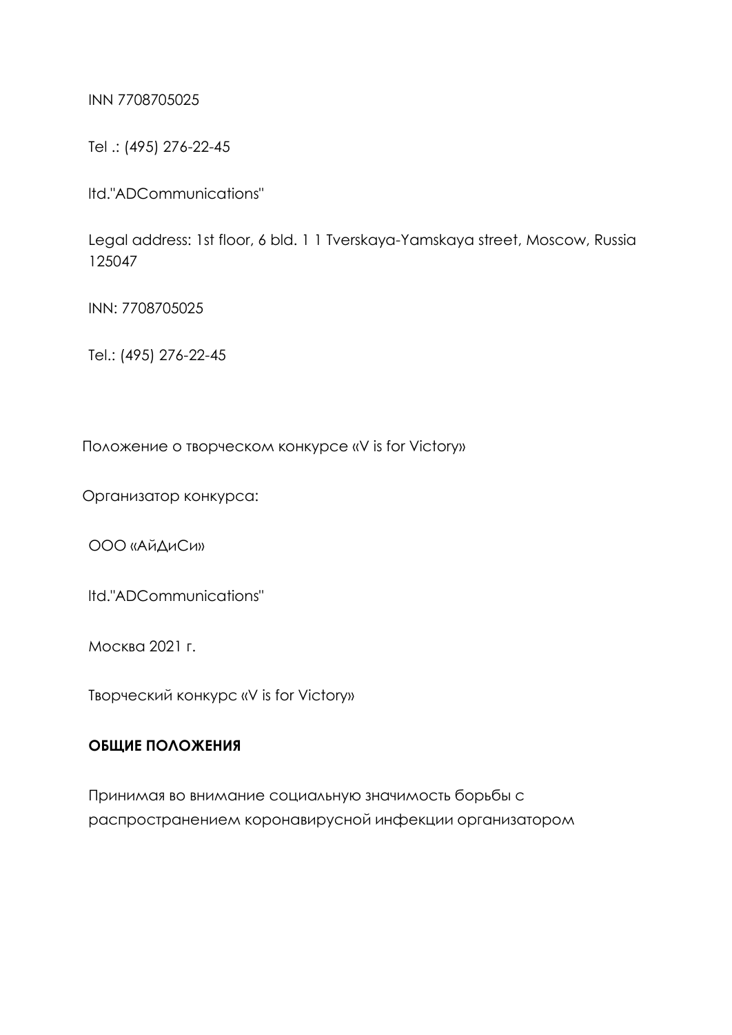INN 7708705025

Tel .: (495) 276-22-45

ltd."ADCommunications"

Legal address: 1st floor, 6 bld. 1 1 Tverskaya-Yamskaya street, Moscow, Russia 125047

INN: 7708705025

Tel.: (495) 276-22-45

Положение о творческом конкурсе «V is for Victory»

Организатор конкурса:

ООО «АйДиСи»

ltd."ADCommunications"

Москва 2021 г.

Творческий конкурс «V is for Victory»

**ОБЩИЕ ПОЛОЖЕНИЯ**

Принимая во внимание социальную значимость борьбы с распространением коронавирусной инфекции организатором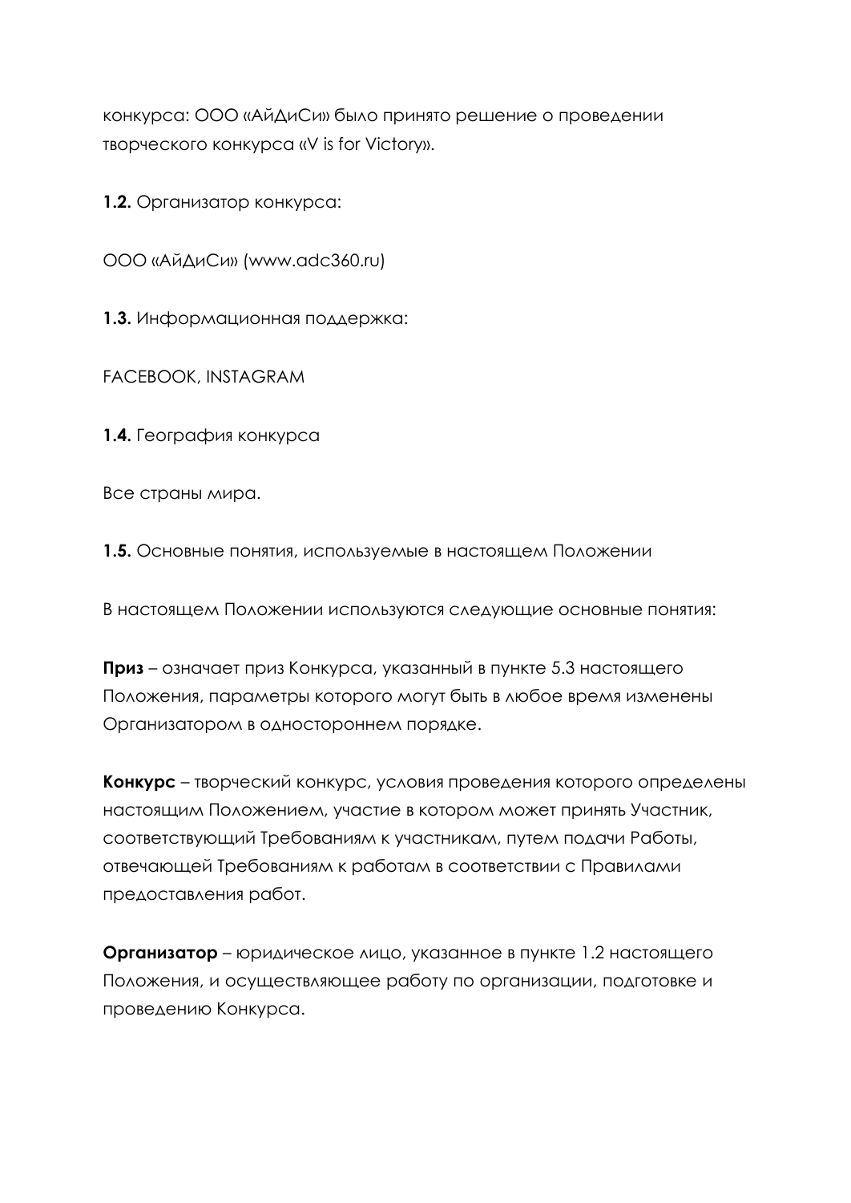конкурса: ООО «АйДиСи» было принято решение о проведении творческого конкурса «V is for Victory».

**1.2.** Организатор конкурса:

ООО «АйДиСи» (www.adc360.ru)

**1.3.** Информационная поддержка:

FACEBOOK, INSTAGRAM

**1.4.** География конкурса

Все страны мира.

**1.5.** Основные понятия, используемые в настоящем Положении

В настоящем Положении используются следующие основные понятия:

**Приз** – означает приз Конкурса, указанный в пункте 5.3 настоящего Положения, параметры которого могут быть в любое время изменены Организатором в одностороннем порядке.

**Конкурс** – творческий конкурс, условия проведения которого определены настоящим Положением, участие в котором может принять Участник, соответствующий Требованиям к участникам, путем подачи Работы, отвечающей Требованиям к работам в соответствии с Правилами предоставления работ.

**Организатор** – юридическое лицо, указанное в пункте 1.2 настоящего Положения, и осуществляющее работу по организации, подготовке и проведению Конкурса.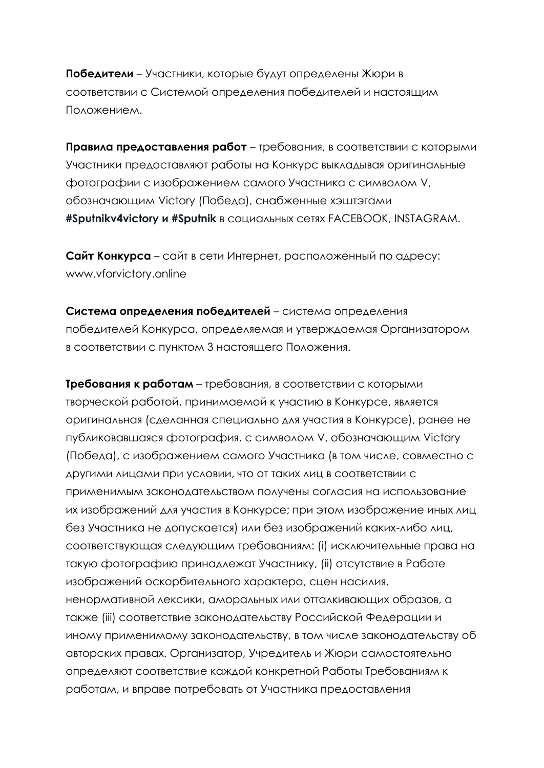**Победители** – Участники, которые будут определены Жюри в соответствии с Системой определения победителей и настоящим Положением.

**Правила предоставления работ** – требования, в соответствии с которыми Участники предоставляют работы на Конкурс выкладывая оригинальные фотографии с изображением самого Участника с символом V, обозначающим Victory (Победа), снабженные хэштэгами **#Sputnikv4victory и #Sputnik** в социальных сетях FACEBOOK, INSTAGRAM.

**Сайт Конкурса** – сайт в сети Интернет, расположенный по адресу: www.vforvictory.online

**Система определения победителей** – система определения победителей Конкурса, определяемая и утверждаемая Организатором в соответствии с пунктом 3 настоящего Положения.

**Требования к работам** – требования, в соответствии с которыми творческой работой, принимаемой к участию в Конкурсе, является оригинальная (сделанная специально для участия в Конкурсе), ранее не публиковавшаяся фотография, с символом V, обозначающим Victory (Победа), с изображением самого Участника (в том числе, совместно с другими лицами при условии, что от таких лиц в соответствии с применимым законодательством получены согласия на использование их изображений для участия в Конкурсе; при этом изображение иных лиц без Участника не допускается) или без изображений каких-либо лиц, соответствующая следующим требованиям: (i) исключительные права на такую фотографию принадлежат Участнику, (ii) отсутствие в Работе изображений оскорбительного характера, сцен насилия, ненормативной лексики, аморальных или отталкивающих образов, а также (iii) соответствие законодательству Российской Федерации и иному применимому законодательству, в том числе законодательству об авторских правах. Организатор, Учредитель и Жюри самостоятельно определяют соответствие каждой конкретной Работы Требованиям к работам, и вправе потребовать от Участника предоставления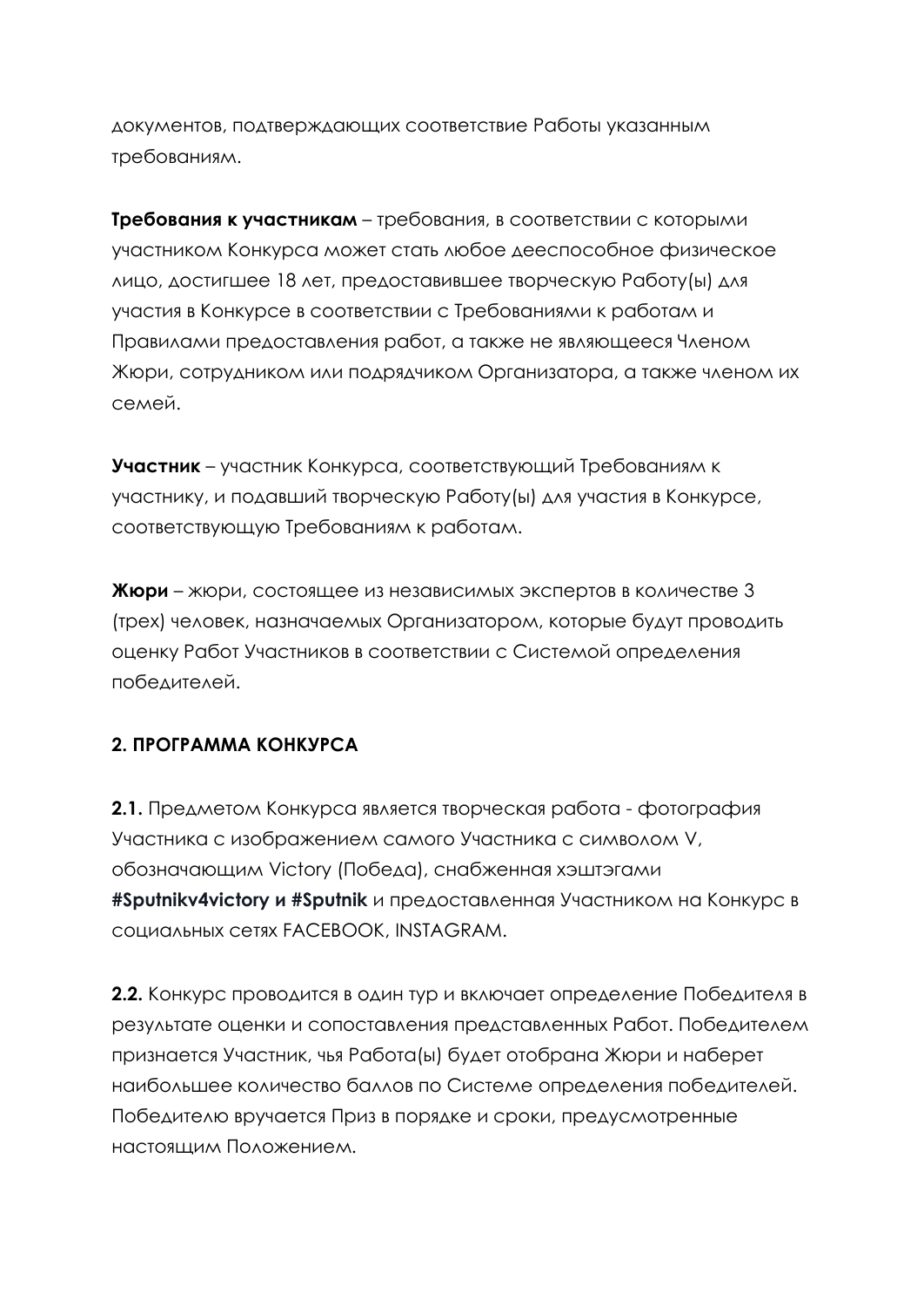документов, подтверждающих соответствие Работы указанным требованиям.

**Требования к участникам** – требования, в соответствии с которыми участником Конкурса может стать любое дееспособное физическое лицо, достигшее 18 лет, предоставившее творческую Работу(ы) для участия в Конкурсе в соответствии с Требованиями к работам и Правилами предоставления работ, а также не являющееся Членом Жюри, сотрудником или подрядчиком Организатора, а также членом их семей.

**Участник** – участник Конкурса, соответствующий Требованиям к участнику, и подавший творческую Работу(ы) для участия в Конкурсе, соответствующую Требованиям к работам.

**Жюри** – жюри, состоящее из независимых экспертов в количестве 3 (трех) человек, назначаемых Организатором, которые будут проводить оценку Работ Участников в соответствии с Системой определения победителей.

## 2. ПРОГРАММА КОНКУРСА

**2.1.** Предметом Конкурса является творческая работа - фотография Участника с изображением самого Участника с символом V, обозначающим Victory (Победа), снабженная хэштэгами **#Sputnikv4victory и #Sputnik** и предоставленная Участником на Конкурс в социальных сетях FACEBOOK, INSTAGRAM.

**2.2.** Конкурс проводится в один тур и включает определение Победителя в результате оценки и сопоставления представленных Работ. Победителем признается Участник, чья Работа(ы) будет отобрана Жюри и наберет наибольшее количество баллов по Системе определения победителей. Победителю вручается Приз в порядке и сроки, предусмотренные настоящим Положением.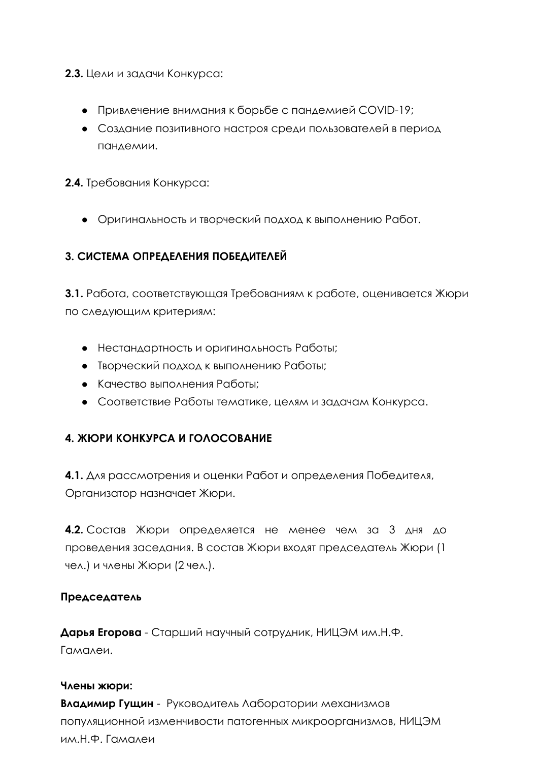**2.3.** Цели и задачи Конкурса:

- Привлечение внимания к борьбе с пандемией COVID-19;
- Создание позитивного настроя среди пользователей в период пандемии.

**2.4.** Требования Конкурса:

- Оригинальность и творческий подход к выполнению Работ.

## 3. СИСТЕМА ОПРЕДЕЛЕНИЯ ПОБЕДИТЕЛЕЙ

**3.1.** Работа, соответствующая Требованиям к работе, оценивается Жюри по следующим критериям:

- Нестандартность и оригинальность Работы;
- Творческий подход к выполнению Работы;
- Качество выполнения Работы;
- Соответствие Работы тематике, целям и задачам Конкурса.

## 4. ЖЮРИ КОНКУРСА И ГОЛОСОВАНИЕ

**4.1.** Для рассмотрения и оценки Работ и определения Победителя, Организатор назначает Жюри.

**4.2.** Состав Жюри определяется не менее чем за 3 дня до проведения заседания. В состав Жюри входят председатель Жюри (1 чел.) и члены Жюри (2 чел.).

**Председатель**

**Дарья Егорова** - Старший научный сотрудник, НИЦЭМ им.Н.Ф. Гамалеи.

**Члены жюри:**

**Владимир Гущин** - Руководитель Лаборатории механизмов популяционной изменчивости патогенных микроорганизмов, НИЦЭМ им.Н.Ф. Гамалеи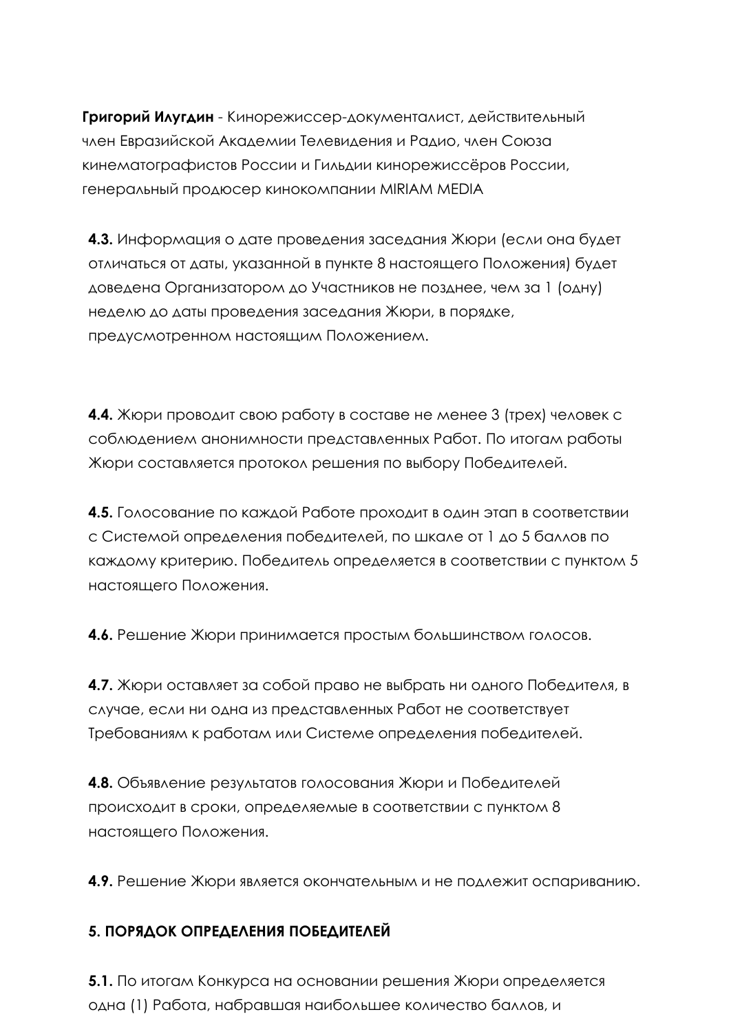**Григорий Илугдин** - Кинорежиссер-документалист, действительный член Евразийской Академии Телевидения и Радио, член Союза кинематографистов России и Гильдии кинорежиссёров России, генеральный продюсер кинокомпании MIRIAM MEDIA

**4.3.** Информация о дате проведения заседания Жюри (если она будет отличаться от даты, указанной в пункте 8 настоящего Положения) будет доведена Организатором до Участников не позднее, чем за 1 (одну) неделю до даты проведения заседания Жюри, в порядке, предусмотренном настоящим Положением.

**4.4.** Жюри проводит свою работу в составе не менее 3 (трех) человек с соблюдением анонимности представленных Работ. По итогам работы Жюри составляется протокол решения по выбору Победителей.

**4.5.** Голосование по каждой Работе проходит в один этап в соответствии с Системой определения победителей, по шкале от 1 до 5 баллов по каждому критерию. Победитель определяется в соответствии с пунктом 5 настоящего Положения.

**4.6.** Решение Жюри принимается простым большинством голосов.

**4.7.** Жюри оставляет за собой право не выбрать ни одного Победителя, в случае, если ни одна из представленных Работ не соответствует Требованиям к работам или Системе определения победителей.

**4.8.** Объявление результатов голосования Жюри и Победителей происходит в сроки, определяемые в соответствии с пунктом 8 настоящего Положения.

**4.9.** Решение Жюри является окончательным и не подлежит оспариванию.

## 5. ПОРЯДОК ОПРЕДЕЛЕНИЯ ПОБЕДИТЕЛЕЙ

**5.1.** По итогам Конкурса на основании решения Жюри определяется одна (1) Работа, набравшая наибольшее количество баллов, и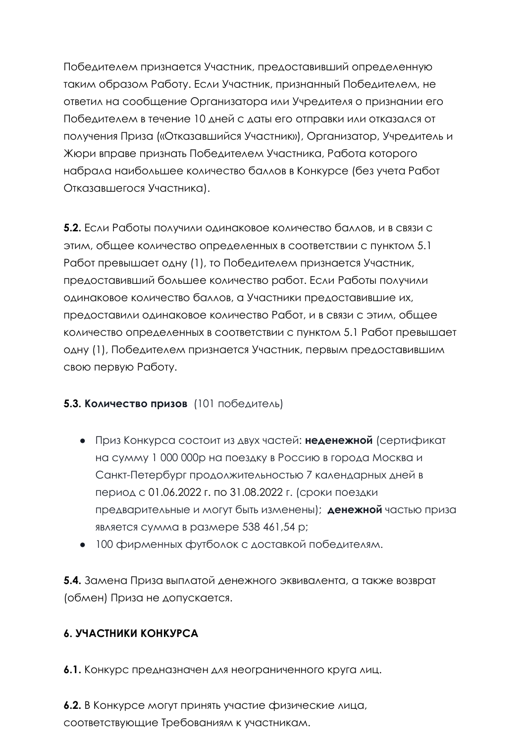Победителем признается Участник, предоставивший определенную таким образом Работу. Если Участник, признанный Победителем, не ответил на сообщение Организатора или Учредителя о признании его Победителем в течение 10 дней с даты его отправки или отказался от получения Приза («Отказавшийся Участник»), Организатор, Учредитель и Жюри вправе признать Победителем Участника, Работа которого набрала наибольшее количество баллов в Конкурсе (без учета Работ Отказавшегося Участника).

**5.2.** Если Работы получили одинаковое количество баллов, и в связи с этим, общее количество определенных в соответствии с пунктом 5.1 Работ превышает одну (1), то Победителем признается Участник, предоставивший большее количество работ. Если Работы получили одинаковое количество баллов, а Участники предоставившие их, предоставили одинаковое количество Работ, и в связи с этим, общее количество определенных в соответствии с пунктом 5.1 Работ превышает одну (1), Победителем признается Участник, первым предоставившим свою первую Работу.

**5.3. Количество призов** (101 победитель)

- Приз Конкурса состоит из двух частей: **неденежной** (сертификат на сумму 1 000 000р на поездку в Россию в города Москва и Санкт-Петербург продолжительностью 7 календарных дней в период с 01.06.2022 г. по 31.08.2022 г. (сроки поездки предварительные и могут быть изменены); **денежной** частью приза является сумма в размере 538 461,54 р;
- 100 фирменных футболок с доставкой победителям.

**5.4.** Замена Приза выплатой денежного эквивалента, а также возврат (обмен) Приза не допускается.

**6. УЧАСТНИКИ КОНКУРСА**

**6.1.** Конкурс предназначен для неограниченного круга лиц.

**6.2.** В Конкурсе могут принять участие физические лица, соответствующие Требованиям к участникам.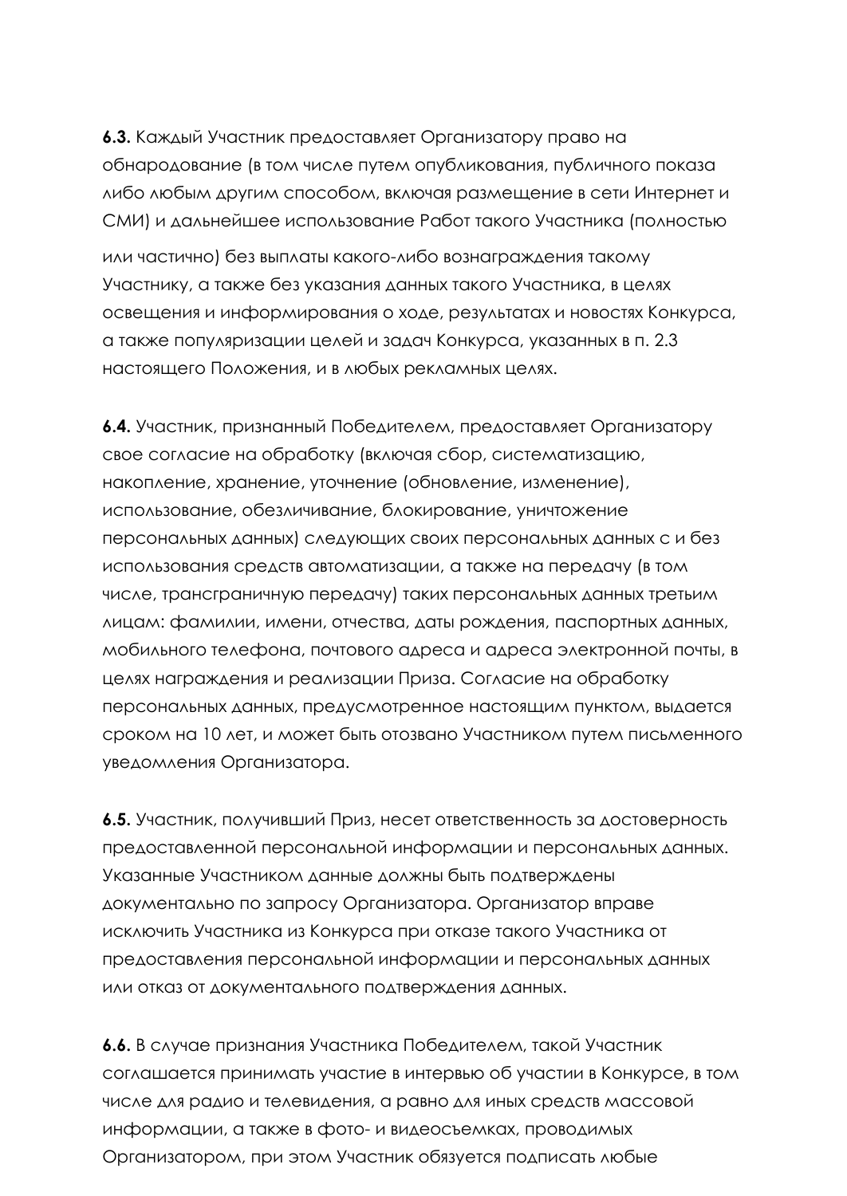**6.3.** Каждый Участник предоставляет Организатору право на обнародование (в том числе путем опубликования, публичного показа либо любым другим способом, включая размещение в сети Интернет и СМИ) и дальнейшее использование Работ такого Участника (полностью или частично) без выплаты какого-либо вознаграждения такому Участнику, а также без указания данных такого Участника, в целях освещения и информирования о ходе, результатах и новостях Конкурса, а также популяризации целей и задач Конкурса, указанных в п. 2.3 настоящего Положения, и в любых рекламных целях.

**6.4.** Участник, признанный Победителем, предоставляет Организатору свое согласие на обработку (включая сбор, систематизацию, накопление, хранение, уточнение (обновление, изменение), использование, обезличивание, блокирование, уничтожение персональных данных) следующих своих персональных данных с и без использования средств автоматизации, а также на передачу (в том числе, трансграничную передачу) таких персональных данных третьим лицам: фамилии, имени, отчества, даты рождения, паспортных данных, мобильного телефона, почтового адреса и адреса электронной почты, в целях награждения и реализации Приза. Согласие на обработку персональных данных, предусмотренное настоящим пунктом, выдается сроком на 10 лет, и может быть отозвано Участником путем письменного уведомления Организатора.

**6.5.** Участник, получивший Приз, несет ответственность за достоверность предоставленной персональной информации и персональных данных. Указанные Участником данные должны быть подтверждены документально по запросу Организатора. Организатор вправе исключить Участника из Конкурса при отказе такого Участника от предоставления персональной информации и персональных данных или отказ от документального подтверждения данных.

**6.6.** В случае признания Участника Победителем, такой Участник соглашается принимать участие в интервью об участии в Конкурсе, в том числе для радио и телевидения, а равно для иных средств массовой информации, а также в фото- и видеосъемках, проводимых Организатором, при этом Участник обязуется подписать любые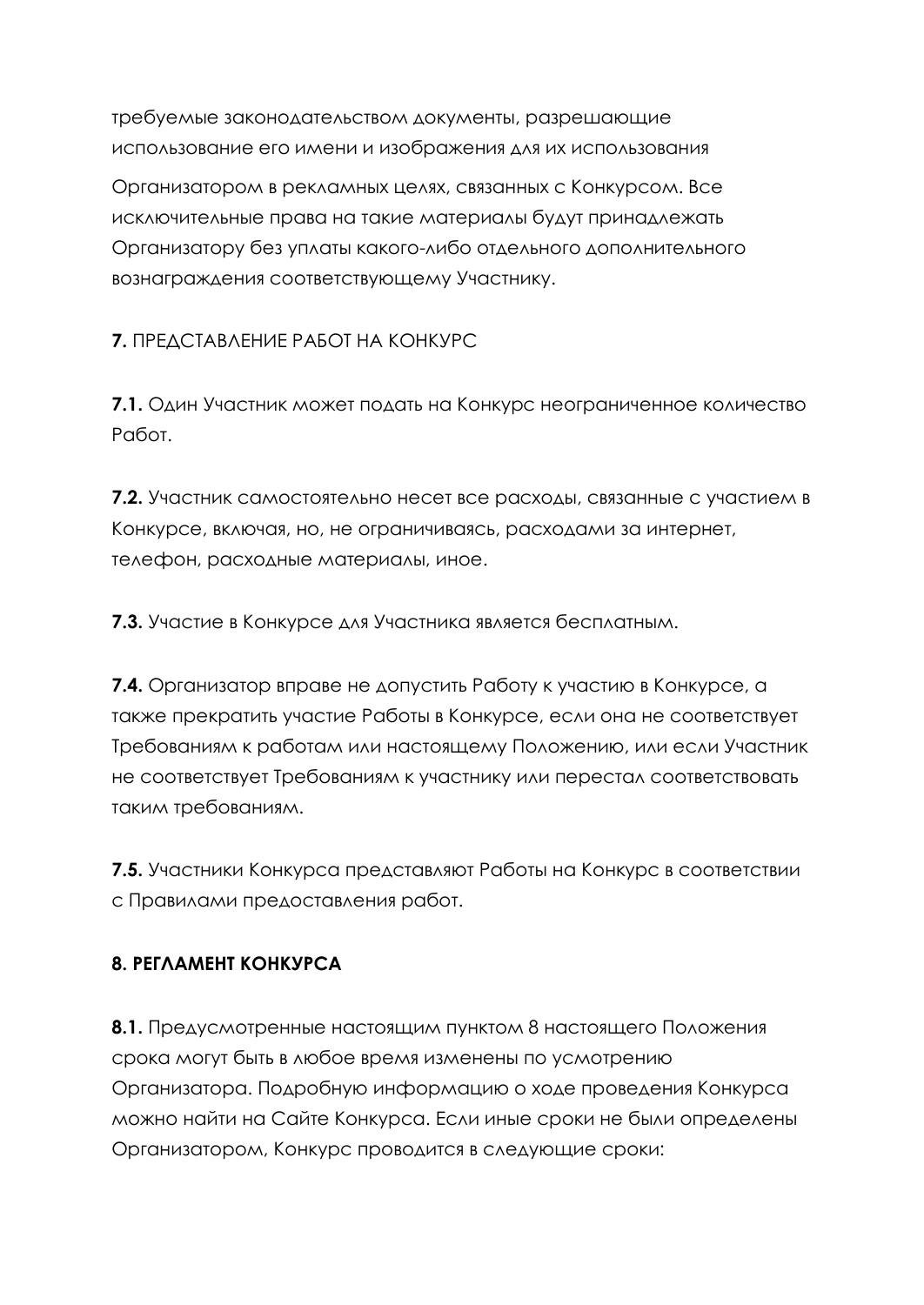требуемые законодательством документы, разрешающие использование его имени и изображения для их использования

Организатором в рекламных целях, связанных с Конкурсом. Все исключительные права на такие материалы будут принадлежать Организатору без уплаты какого-либо отдельного дополнительного вознаграждения соответствующему Участнику.

**7.** ПРЕДСТАВЛЕНИЕ РАБОТ НА КОНКУРС

**7.1.** Один Участник может подать на Конкурс неограниченное количество Работ.

**7.2.** Участник самостоятельно несет все расходы, связанные с участием в Конкурсе, включая, но, не ограничиваясь, расходами за интернет, телефон, расходные материалы, иное.

**7.3.** Участие в Конкурсе для Участника является бесплатным.

**7.4.** Организатор вправе не допустить Работу к участию в Конкурсе, а также прекратить участие Работы в Конкурсе, если она не соответствует Требованиям к работам или настоящему Положению, или если Участник не соответствует Требованиям к участнику или перестал соответствовать таким требованиям.

**7.5.** Участники Конкурса представляют Работы на Конкурс в соответствии с Правилами предоставления работ.

**8. РЕГЛАМЕНТ КОНКУРСА**

**8.1.** Предусмотренные настоящим пунктом 8 настоящего Положения срока могут быть в любое время изменены по усмотрению Организатора. Подробную информацию о ходе проведения Конкурса можно найти на Сайте Конкурса. Если иные сроки не были определены Организатором, Конкурс проводится в следующие сроки: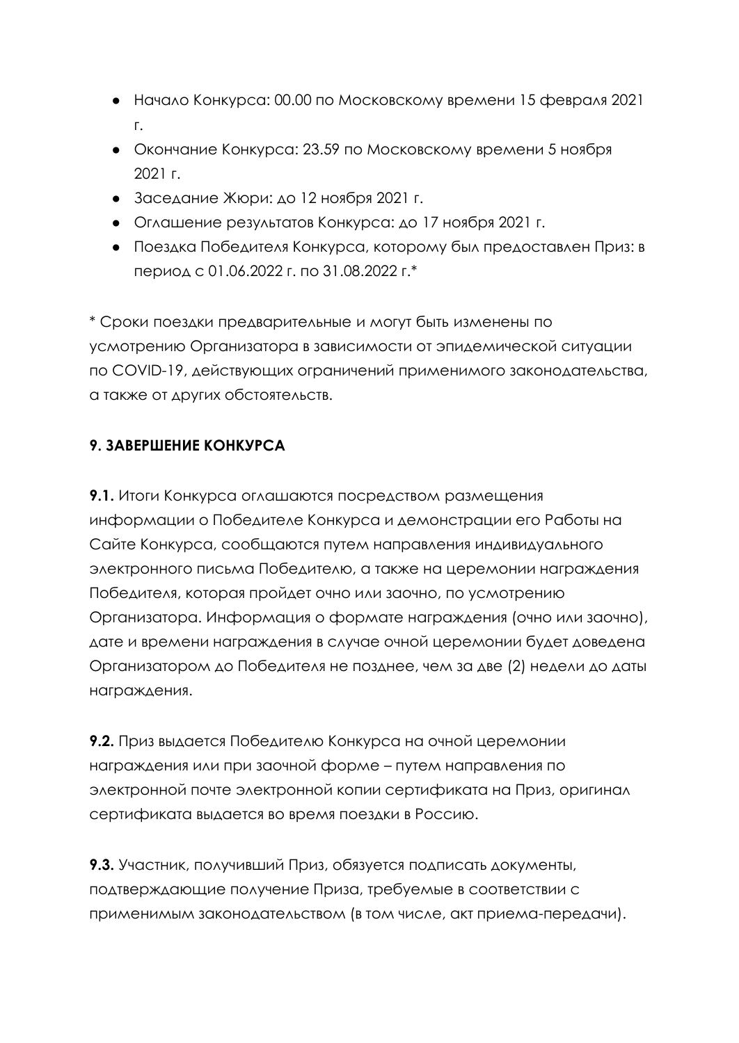- Начало Конкурса: 00.00 по Московскому времени 15 февраля 2021 г.
- Окончание Конкурса: 23.59 по Московскому времени 5 ноября 2021 г.
- Заседание Жюри: до 12 ноября 2021 г.
- Оглашение результатов Конкурса: до 17 ноября 2021 г.
- Поездка Победителя Конкурса, которому был предоставлен Приз: в период с 01.06.2022 г. по 31.08.2022 г.*

* Сроки поездки предварительные и могут быть изменены по усмотрению Организатора в зависимости от эпидемической ситуации по COVID-19, действующих ограничений применимого законодательства, а также от других обстоятельств.

### 9. ЗАВЕРШЕНИЕ КОНКУРСА

**9.1.** Итоги Конкурса оглашаются посредством размещения информации о Победителе Конкурса и демонстрации его Работы на Сайте Конкурса, сообщаются путем направления индивидуального электронного письма Победителю, а также на церемонии награждения Победителя, которая пройдет очно или заочно, по усмотрению Организатора. Информация о формате награждения (очно или заочно), дате и времени награждения в случае очной церемонии будет доведена Организатором до Победителя не позднее, чем за две (2) недели до даты награждения.

**9.2.** Приз выдается Победителю Конкурса на очной церемонии награждения или при заочной форме – путем направления по электронной почте электронной копии сертификата на Приз, оригинал сертификата выдается во время поездки в Россию.

**9.3.** Участник, получивший Приз, обязуется подписать документы, подтверждающие получение Приза, требуемые в соответствии с применимым законодательством (в том числе, акт приема-передачи).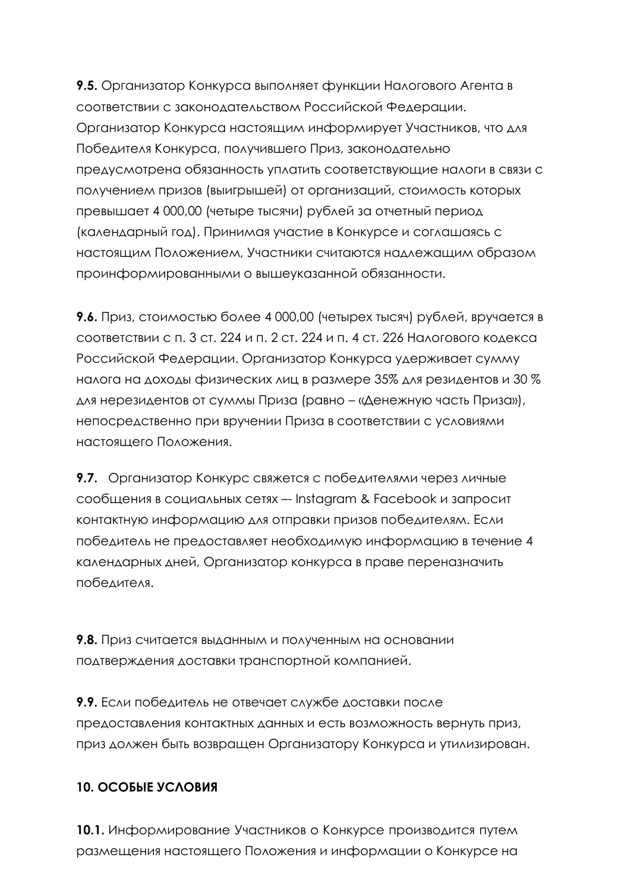**9.5.** Организатор Конкурса выполняет функции Налогового Агента в соответствии с законодательством Российской Федерации. Организатор Конкурса настоящим информирует Участников, что для Победителя Конкурса, получившего Приз, законодательно предусмотрена обязанность уплатить соответствующие налоги в связи с получением призов (выигрышей) от организаций, стоимость которых превышает 4 000,00 (четыре тысячи) рублей за отчетный период (календарный год). Принимая участие в Конкурсе и соглашаясь с настоящим Положением, Участники считаются надлежащим образом проинформированными о вышеуказанной обязанности.

**9.6.** Приз, стоимостью более 4 000,00 (четырех тысяч) рублей, вручается в соответствии с п. 3 ст. 224 и п. 2 ст. 224 и п. 4 ст. 226 Налогового кодекса Российской Федерации. Организатор Конкурса удерживает сумму налога на доходы физических лиц в размере 35% для резидентов и 30 % для нерезидентов от суммы Приза (равно – «Денежную часть Приза»), непосредственно при вручении Приза в соответствии с условиями настоящего Положения.

**9.7.** Организатор Конкурс свяжется с победителями через личные сообщения в социальных сетях –- Instagram & Facebook и запросит контактную информацию для отправки призов победителям. Если победитель не предоставляет необходимую информацию в течение 4 календарных дней, Организатор конкурса в праве переназначить победителя.

**9.8.** Приз считается выданным и полученным на основании подтверждения доставки транспортной компанией.

**9.9.** Если победитель не отвечает службе доставки после предоставления контактных данных и есть возможность вернуть приз, приз должен быть возвращен Организатору Конкурса и утилизирован.

**10. ОСОБЫЕ УСЛОВИЯ**

**10.1.** Информирование Участников о Конкурсе производится путем размещения настоящего Положения и информации о Конкурсе на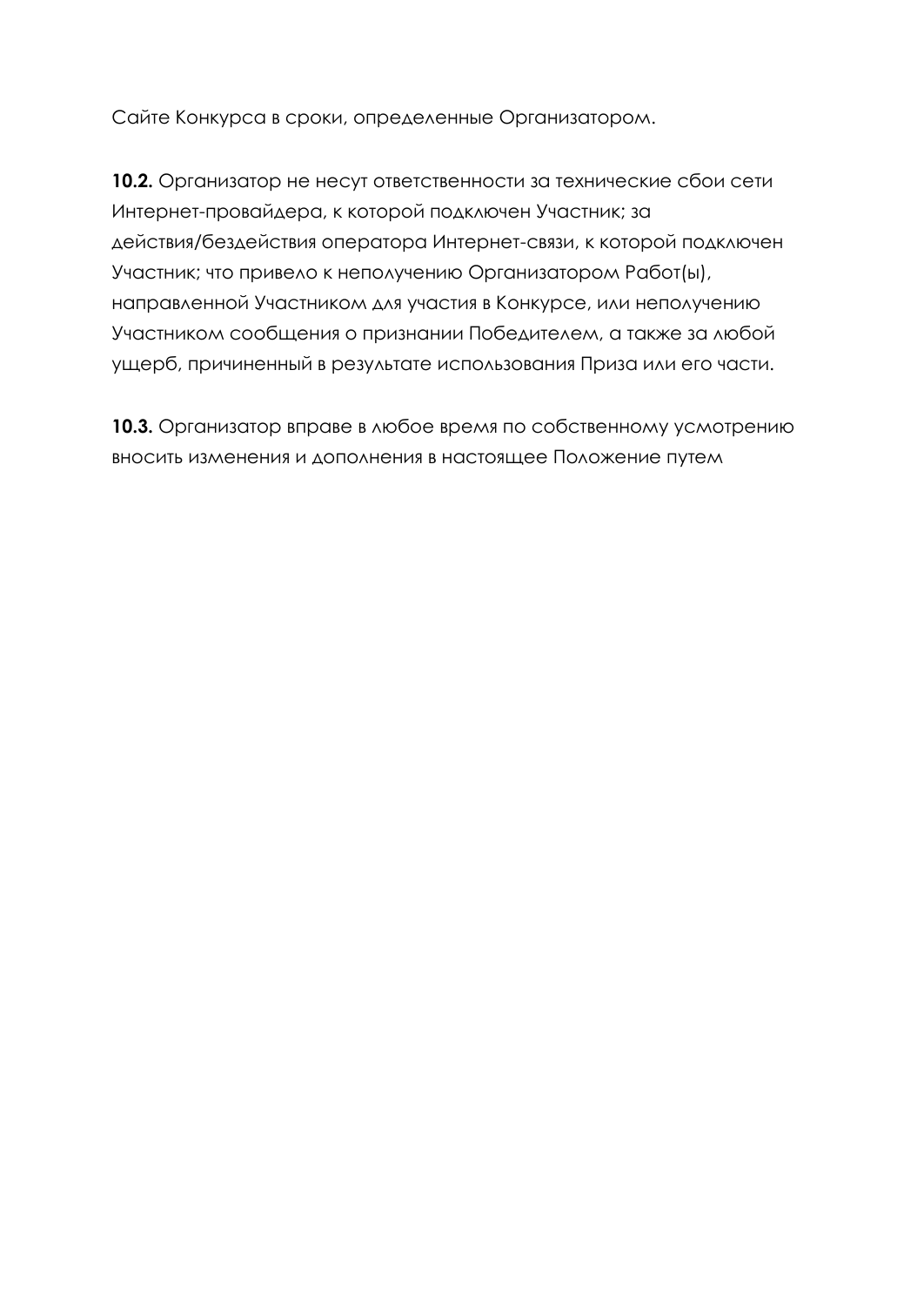Сайте Конкурса в сроки, определенные Организатором.

**10.2.** Организатор не несут ответственности за технические сбои сети Интернет-провайдера, к которой подключен Участник; за действия/бездействия оператора Интернет-связи, к которой подключен Участник; что привело к неполучению Организатором Работ(ы), направленной Участником для участия в Конкурсе, или неполучению Участником сообщения о признании Победителем, а также за любой ущерб, причиненный в результате использования Приза или его части.

**10.3.** Организатор вправе в любое время по собственному усмотрению вносить изменения и дополнения в настоящее Положение путем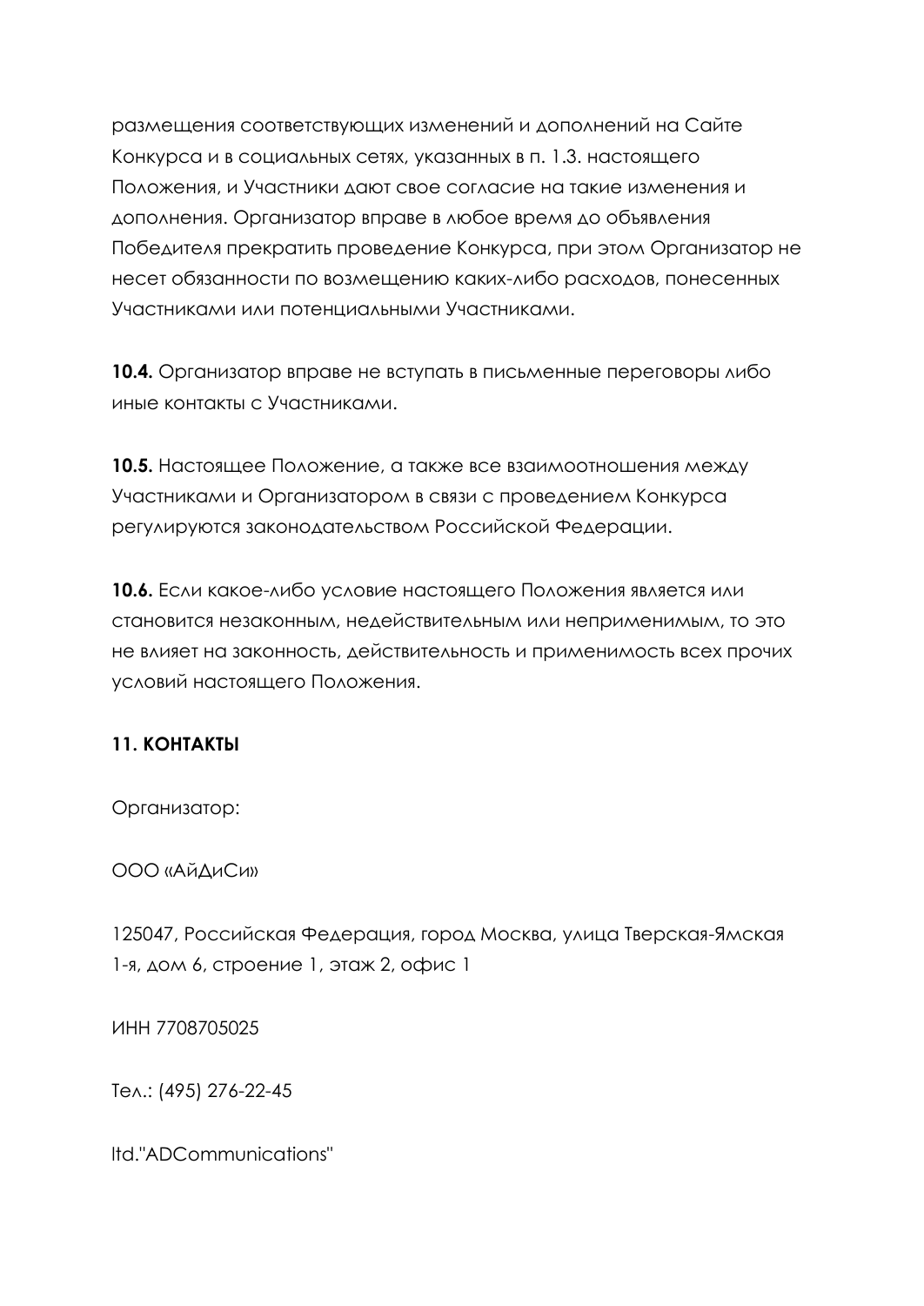размещения соответствующих изменений и дополнений на Сайте Конкурса и в социальных сетях, указанных в п. 1.3. настоящего Положения, и Участники дают свое согласие на такие изменения и дополнения. Организатор вправе в любое время до объявления Победителя прекратить проведение Конкурса, при этом Организатор не несет обязанности по возмещению каких-либо расходов, понесенных Участниками или потенциальными Участниками.

**10.4.** Организатор вправе не вступать в письменные переговоры либо иные контакты с Участниками.

**10.5.** Настоящее Положение, а также все взаимоотношения между Участниками и Организатором в связи с проведением Конкурса регулируются законодательством Российской Федерации.

**10.6.** Если какое-либо условие настоящего Положения является или становится незаконным, недействительным или неприменимым, то это не влияет на законность, действительность и применимость всех прочих условий настоящего Положения.

**11. КОНТАКТЫ**

Организатор:

ООО «АйДиСи»

125047, Российская Федерация, город Москва, улица Тверская-Ямская 1-я, дом 6, строение 1, этаж 2, офис 1

ИНН 7708705025

Тел.: (495) 276-22-45

ltd."ADCommunications"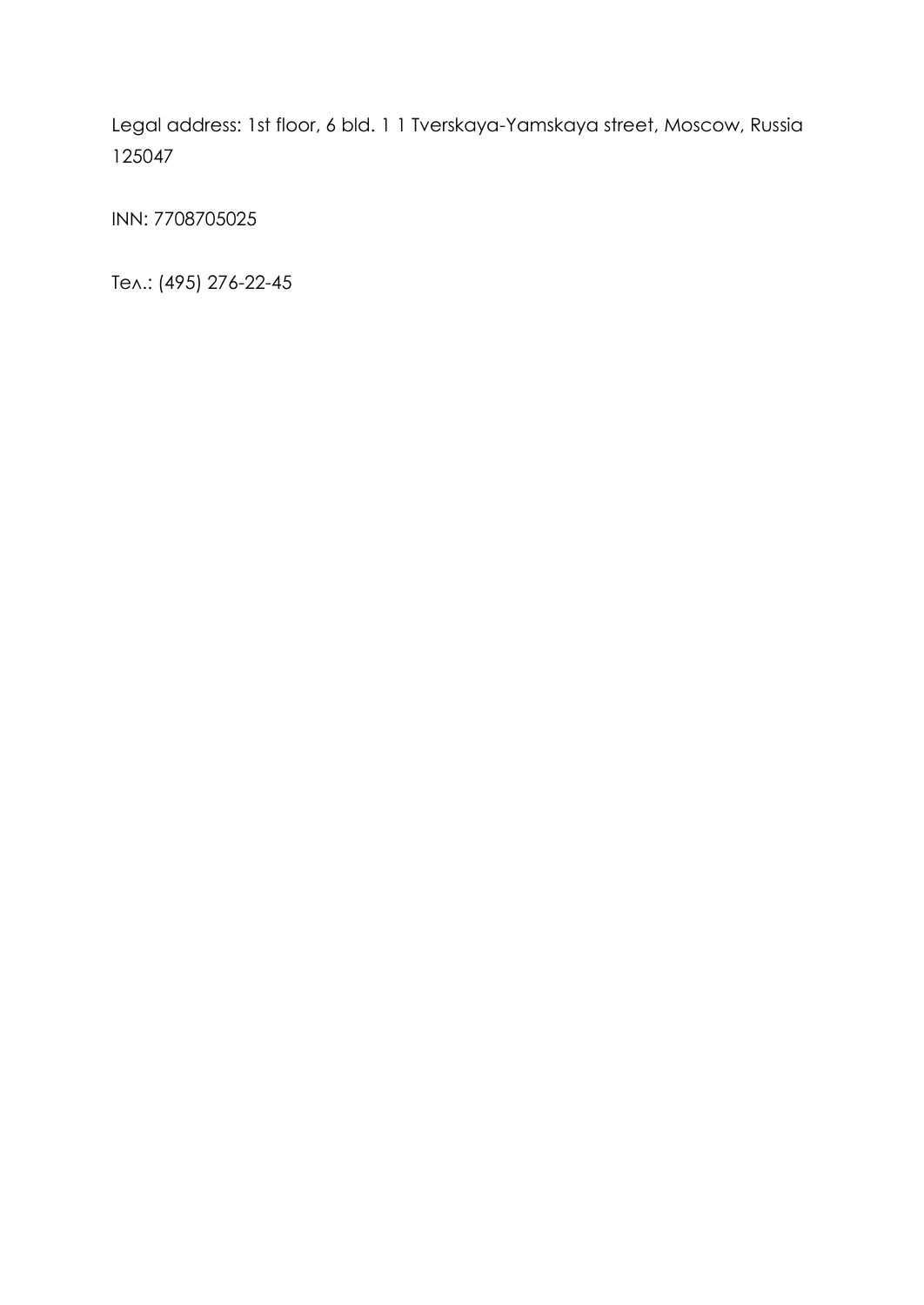Legal address: 1st floor, 6 bld. 1 1 Tverskaya-Yamskaya street, Moscow, Russia 125047

INN: 7708705025

Тел.: (495) 276-22-45